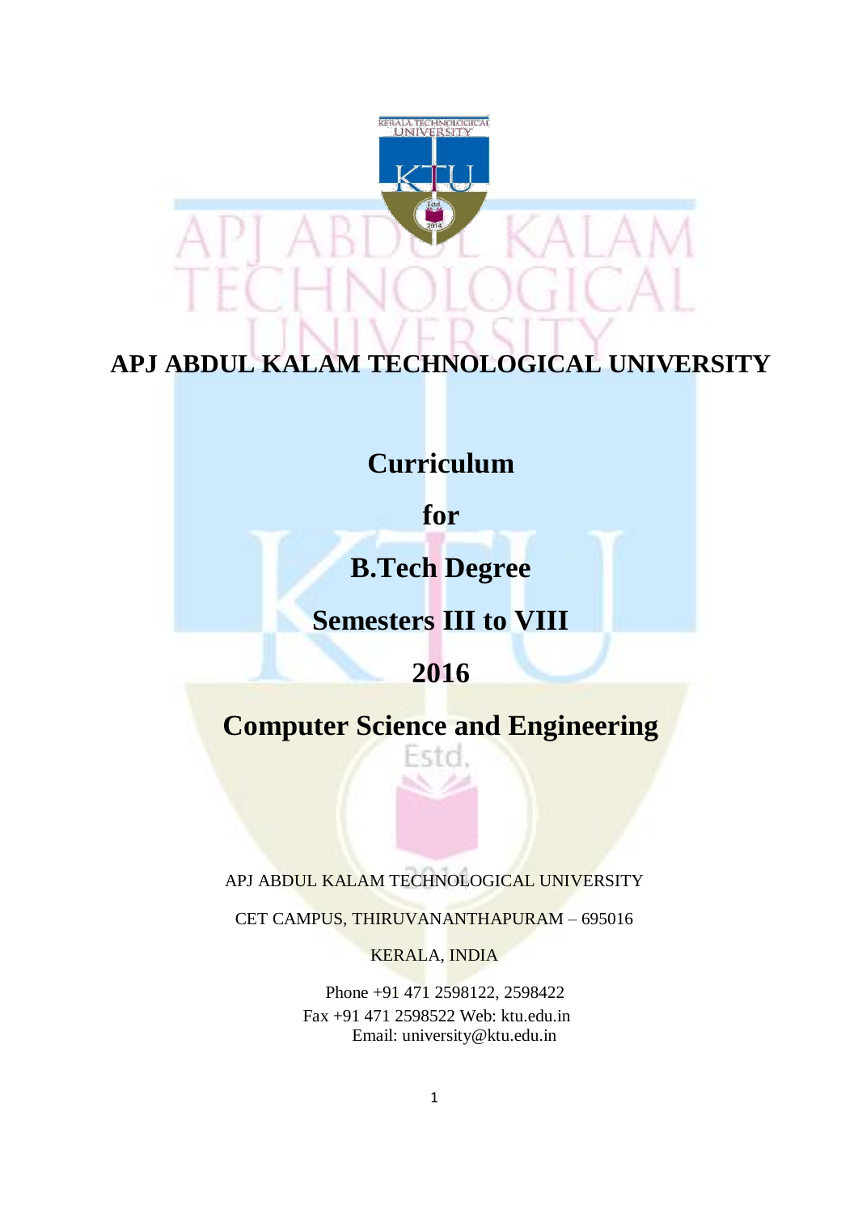# APJ ABDUL KALAM TECHNOLOGICAL UNIVERSITY

## Curriculum

## for

## B.Tech Degree

## Semesters III to VIII

## 2016

## Computer Science and Engineering

APJ ABDUL KALAM TECHNOLOGICAL UNIVERSITY

CET CAMPUS, THIRUVANANTHAPURAM – 695016

KERALA, INDIA

Phone +91 471 2598122, 2598422
Fax +91 471 2598522 Web: ktu.edu.in
Email: university@ktu.edu.in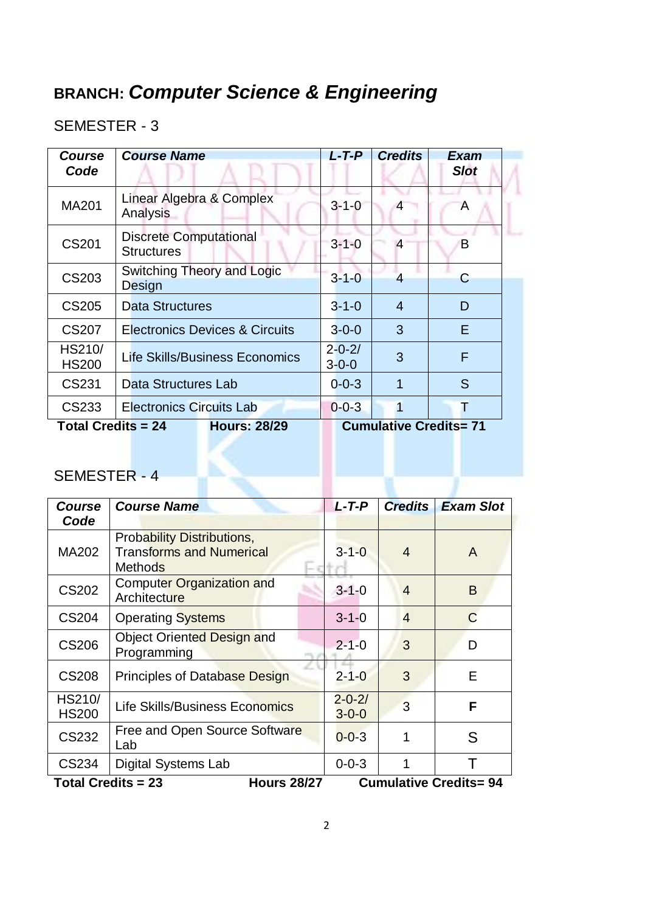# BRANCH: *Computer Science & Engineering*

## SEMESTER - 3

| *Course Code* | *Course Name* | *L-T-P* | *Credits* | *Exam Slot* |
|---|---|---|---|---|
| MA201 | Linear Algebra & Complex Analysis | 3-1-0 | 4 | A |
| CS201 | Discrete Computational Structures | 3-1-0 | 4 | B |
| CS203 | Switching Theory and Logic Design | 3-1-0 | 4 | C |
| CS205 | Data Structures | 3-1-0 | 4 | D |
| CS207 | Electronics Devices & Circuits | 3-0-0 | 3 | E |
| HS210/ HS200 | Life Skills/Business Economics | 2-0-2/ 3-0-0 | 3 | F |
| CS231 | Data Structures Lab | 0-0-3 | 1 | S |
| CS233 | Electronics Circuits Lab | 0-0-3 | 1 | T |

**Total Credits = 24** **Hours: 28/29** **Cumulative Credits= 71**

## SEMESTER - 4

| *Course Code* | *Course Name* | *L-T-P* | *Credits* | *Exam Slot* |
|---|---|---|---|---|
| MA202 | Probability Distributions, Transforms and Numerical Methods | 3-1-0 | 4 | A |
| CS202 | Computer Organization and Architecture | 3-1-0 | 4 | B |
| CS204 | Operating Systems | 3-1-0 | 4 | C |
| CS206 | Object Oriented Design and Programming | 2-1-0 | 3 | D |
| CS208 | Principles of Database Design | 2-1-0 | 3 | E |
| HS210/ HS200 | Life Skills/Business Economics | 2-0-2/ 3-0-0 | 3 | **F** |
| CS232 | Free and Open Source Software Lab | 0-0-3 | 1 | S |
| CS234 | Digital Systems Lab | 0-0-3 | 1 | T |

**Total Credits = 23** **Hours 28/27** **Cumulative Credits= 94**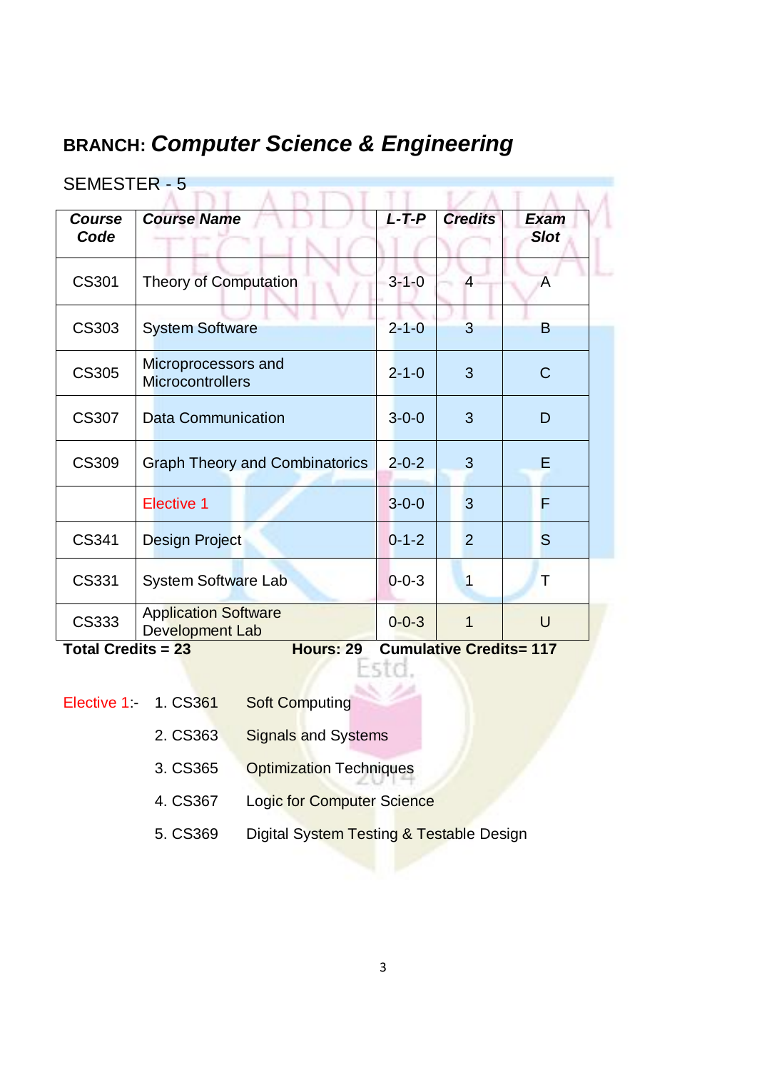**BRANCH:** ***Computer Science & Engineering***

SEMESTER - 5

| ***Course Code*** | ***Course Name*** | ***L-T-P*** | ***Credits*** | ***Exam Slot*** |
|---|---|---|---|---|
| CS301 | Theory of Computation | 3-1-0 | 4 | A |
| CS303 | System Software | 2-1-0 | 3 | B |
| CS305 | Microprocessors and Microcontrollers | 2-1-0 | 3 | C |
| CS307 | Data Communication | 3-0-0 | 3 | D |
| CS309 | Graph Theory and Combinatorics | 2-0-2 | 3 | E |
| | Elective 1 | 3-0-0 | 3 | F |
| CS341 | Design Project | 0-1-2 | 2 | S |
| CS331 | System Software Lab | 0-0-3 | 1 | T |
| CS333 | Application Software Development Lab | 0-0-3 | 1 | U |

**Total Credits = 23** **Hours: 29** **Cumulative Credits= 117**

Elective 1:-

1. CS361 Soft Computing
2. CS363 Signals and Systems
3. CS365 Optimization Techniques
4. CS367 Logic for Computer Science
5. CS369 Digital System Testing & Testable Design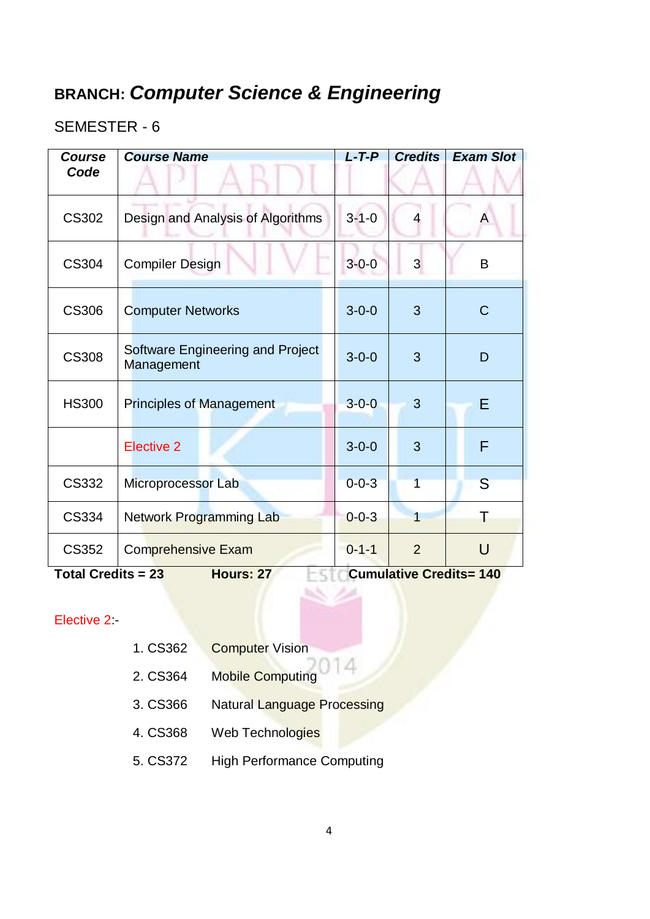## BRANCH: ***Computer Science & Engineering***

SEMESTER - 6

| *Course Code* | *Course Name* | *L-T-P* | *Credits* | *Exam Slot* |
|---|---|---|---|---|
| CS302 | Design and Analysis of Algorithms | 3-1-0 | 4 | A |
| CS304 | Compiler Design | 3-0-0 | 3 | B |
| CS306 | Computer Networks | 3-0-0 | 3 | C |
| CS308 | Software Engineering and Project Management | 3-0-0 | 3 | D |
| HS300 | Principles of Management | 3-0-0 | 3 | E |
| | Elective 2 | 3-0-0 | 3 | F |
| CS332 | Microprocessor Lab | 0-0-3 | 1 | S |
| CS334 | Network Programming Lab | 0-0-3 | 1 | T |
| CS352 | Comprehensive Exam | 0-1-1 | 2 | U |

**Total Credits = 23** **Hours: 27** **Cumulative Credits= 140**

Elective 2:-

1. CS362 Computer Vision
2. CS364 Mobile Computing
3. CS366 Natural Language Processing
4. CS368 Web Technologies
5. CS372 High Performance Computing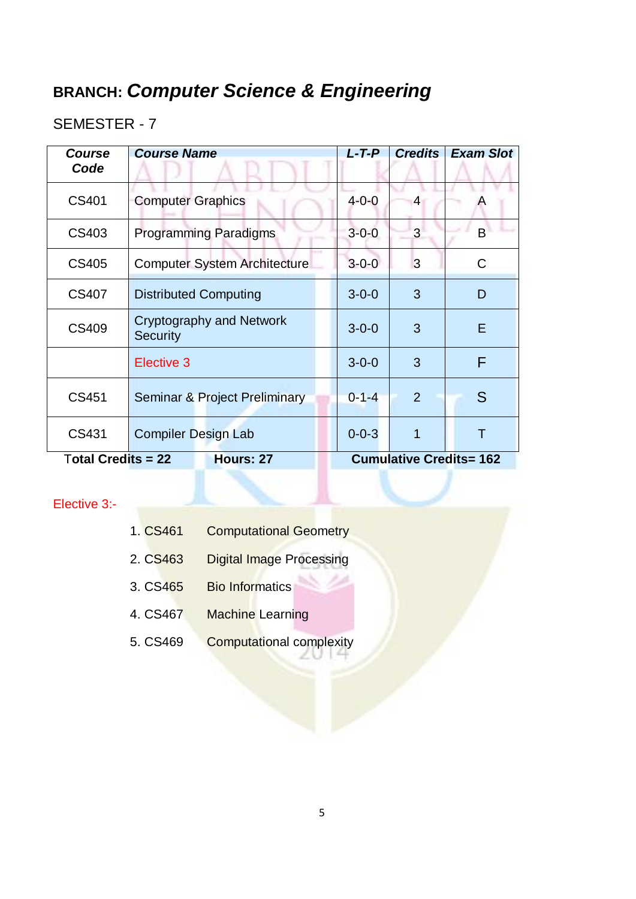## BRANCH: *Computer Science & Engineering*

SEMESTER - 7

| *Course Code* | *Course Name* | *L-T-P* | *Credits* | *Exam Slot* |
|---|---|---|---|---|
| CS401 | Computer Graphics | 4-0-0 | 4 | A |
| CS403 | Programming Paradigms | 3-0-0 | 3 | B |
| CS405 | Computer System Architecture | 3-0-0 | 3 | C |
| CS407 | Distributed Computing | 3-0-0 | 3 | D |
| CS409 | Cryptography and Network Security | 3-0-0 | 3 | E |
| | Elective 3 | 3-0-0 | 3 | F |
| CS451 | Seminar & Project Preliminary | 0-1-4 | 2 | S |
| CS431 | Compiler Design Lab | 0-0-3 | 1 | T |

**Total Credits = 22** **Hours: 27** **Cumulative Credits= 162**

Elective 3:-

1. CS461 Computational Geometry
2. CS463 Digital Image Processing
3. CS465 Bio Informatics
4. CS467 Machine Learning
5. CS469 Computational complexity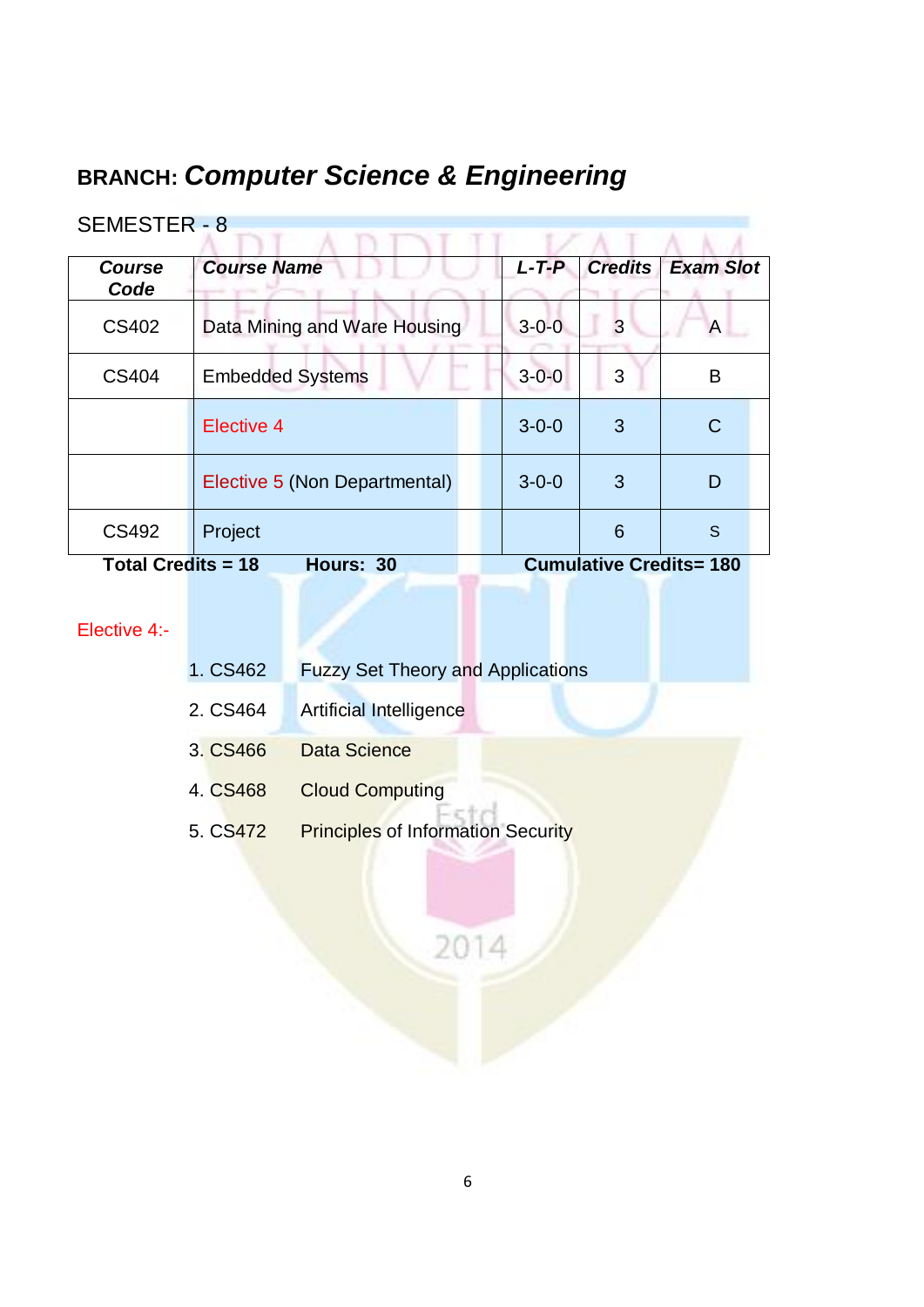**BRANCH:** ***Computer Science & Engineering***

SEMESTER - 8

| *Course Code* | *Course Name* | *L-T-P* | *Credits* | *Exam Slot* |
|---|---|---|---|---|
| CS402 | Data Mining and Ware Housing | 3-0-0 | 3 | A |
| CS404 | Embedded Systems | 3-0-0 | 3 | B |
| | Elective 4 | 3-0-0 | 3 | C |
| | Elective 5 (Non Departmental) | 3-0-0 | 3 | D |
| CS492 | Project | | 6 | S |

**Total Credits = 18**　　**Hours: 30**　　**Cumulative Credits= 180**

Elective 4:-

1. CS462　Fuzzy Set Theory and Applications
2. CS464　Artificial Intelligence
3. CS466　Data Science
4. CS468　Cloud Computing
5. CS472　Principles of Information Security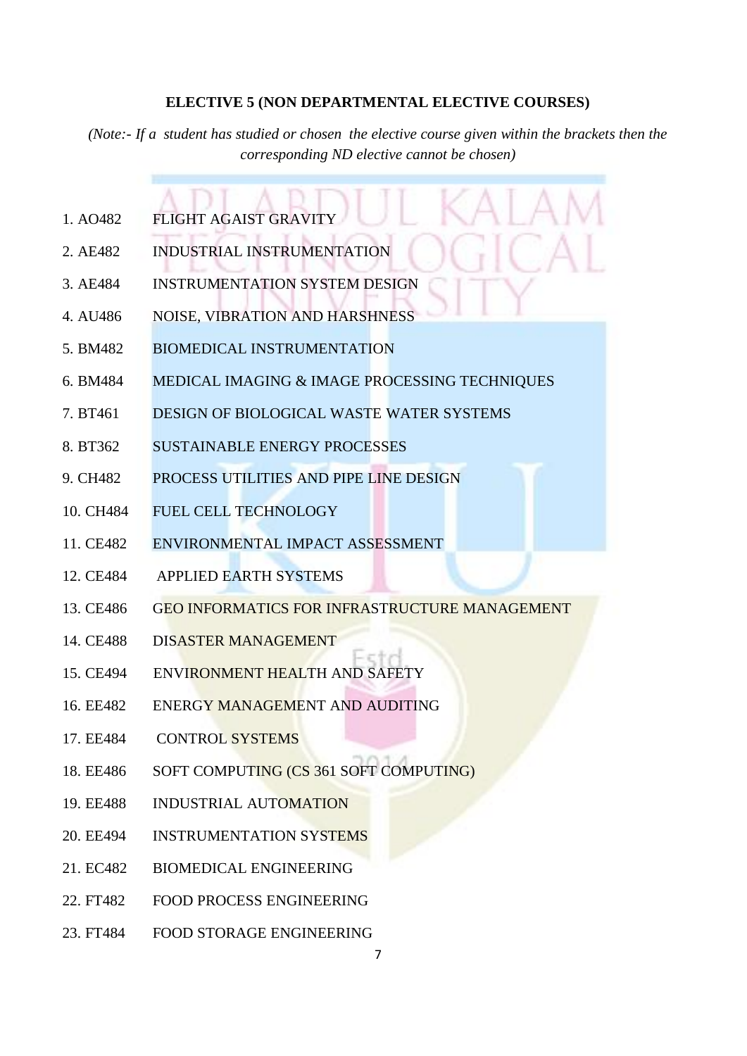**ELECTIVE 5 (NON DEPARTMENTAL ELECTIVE COURSES)**

*(Note:- If a student has studied or chosen the elective course given within the brackets then the corresponding ND elective cannot be chosen)*

1. AO482 FLIGHT AGAIST GRAVITY
2. AE482 INDUSTRIAL INSTRUMENTATION
3. AE484 INSTRUMENTATION SYSTEM DESIGN
4. AU486 NOISE, VIBRATION AND HARSHNESS
5. BM482 BIOMEDICAL INSTRUMENTATION
6. BM484 MEDICAL IMAGING & IMAGE PROCESSING TECHNIQUES
7. BT461 DESIGN OF BIOLOGICAL WASTE WATER SYSTEMS
8. BT362 SUSTAINABLE ENERGY PROCESSES
9. CH482 PROCESS UTILITIES AND PIPE LINE DESIGN
10. CH484 FUEL CELL TECHNOLOGY
11. CE482 ENVIRONMENTAL IMPACT ASSESSMENT
12. CE484 APPLIED EARTH SYSTEMS
13. CE486 GEO INFORMATICS FOR INFRASTRUCTURE MANAGEMENT
14. CE488 DISASTER MANAGEMENT
15. CE494 ENVIRONMENT HEALTH AND SAFETY
16. EE482 ENERGY MANAGEMENT AND AUDITING
17. EE484 CONTROL SYSTEMS
18. EE486 SOFT COMPUTING (CS 361 SOFT COMPUTING)
19. EE488 INDUSTRIAL AUTOMATION
20. EE494 INSTRUMENTATION SYSTEMS
21. EC482 BIOMEDICAL ENGINEERING
22. FT482 FOOD PROCESS ENGINEERING
23. FT484 FOOD STORAGE ENGINEERING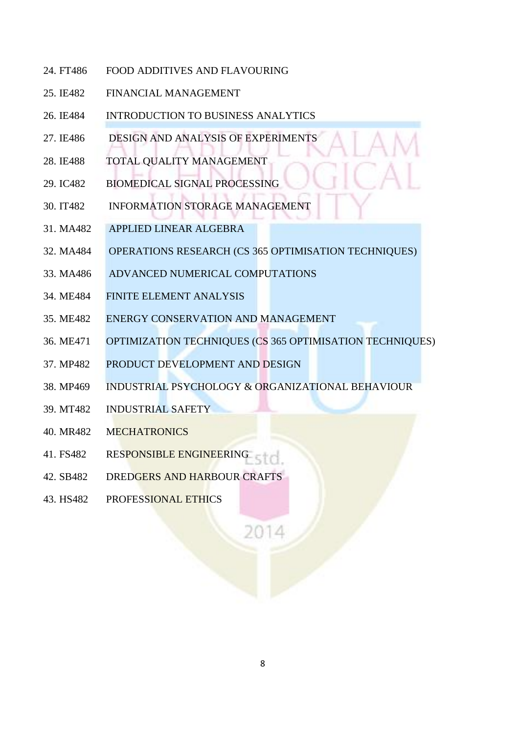24. FT486 FOOD ADDITIVES AND FLAVOURING
25. IE482 FINANCIAL MANAGEMENT
26. IE484 INTRODUCTION TO BUSINESS ANALYTICS
27. IE486 DESIGN AND ANALYSIS OF EXPERIMENTS
28. IE488 TOTAL QUALITY MANAGEMENT
29. IC482 BIOMEDICAL SIGNAL PROCESSING
30. IT482 INFORMATION STORAGE MANAGEMENT
31. MA482 APPLIED LINEAR ALGEBRA
32. MA484 OPERATIONS RESEARCH (CS 365 OPTIMISATION TECHNIQUES)
33. MA486 ADVANCED NUMERICAL COMPUTATIONS
34. ME484 FINITE ELEMENT ANALYSIS
35. ME482 ENERGY CONSERVATION AND MANAGEMENT
36. ME471 OPTIMIZATION TECHNIQUES (CS 365 OPTIMISATION TECHNIQUES)
37. MP482 PRODUCT DEVELOPMENT AND DESIGN
38. MP469 INDUSTRIAL PSYCHOLOGY & ORGANIZATIONAL BEHAVIOUR
39. MT482 INDUSTRIAL SAFETY
40. MR482 MECHATRONICS
41. FS482 RESPONSIBLE ENGINEERING
42. SB482 DREDGERS AND HARBOUR CRAFTS
43. HS482 PROFESSIONAL ETHICS